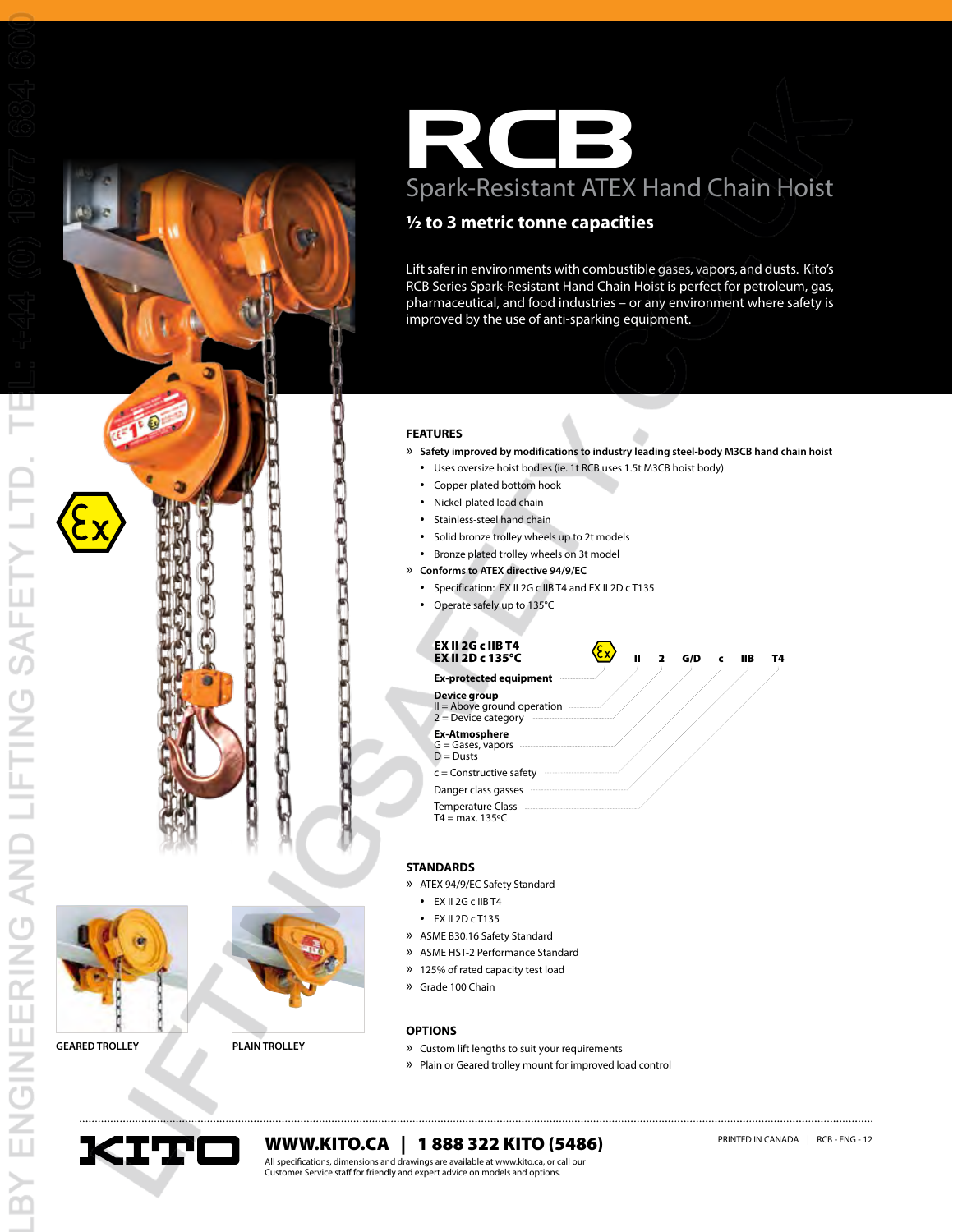# RCB

## Spark-Resistant ATEX Hand Chain Hoist

### ½ to 3 metric tonne capacities

Lift safer in environments with combustible gases, vapors, and dusts. Kito's RCB Series Spark-Resistant Hand Chain Hoist is perfect for petroleum, gas, pharmaceutical, and food industries – or any environment where safety is improved by the use of anti-sparking equipment.

GEARED TROLLEY

PLAIN TROLLEY

## FEATURES

» **Safety improved by modifications to industry leading steel-body M3CB hand chain hoist**
- Uses oversize hoist bodies (ie. 1t RCB uses 1.5t M3CB hoist body)
- Copper plated bottom hook
- Nickel-plated load chain
- Stainless-steel hand chain
- Solid bronze trolley wheels up to 2t models
- Bronze plated trolley wheels on 3t model

» **Conforms to ATEX directive 94/9/EC**
- Specification: EX II 2G c IIB T4 and EX II 2D c T135
- Operate safely up to 135°C

**EX II 2G c IIB T4**
**EX II 2D c 135°C**

Ex II 2 G/D c IIB T4

**Ex-protected equipment**

**Device group**
II = Above ground operation
2 = Device category

**Ex-Atmosphere**
G = Gases, vapors
D = Dusts

c = Constructive safety

Danger class gasses

Temperature Class
T4 = max. 135ºC

## STANDARDS

» ATEX 94/9/EC Safety Standard
- EX II 2G c IIB T4
- EX II 2D c T135

» ASME B30.16 Safety Standard
» ASME HST-2 Performance Standard
» 125% of rated capacity test load
» Grade 100 Chain

## OPTIONS

» Custom lift lengths to suit your requirements
» Plain or Geared trolley mount for improved load control

KITO

**WWW.KITO.CA | 1 888 322 KITO (5486)**

All specifications, dimensions and drawings are available at www.kito.ca, or call our Customer Service staff for friendly and expert advice on models and options.

PRINTED IN CANADA | RCB - ENG - 12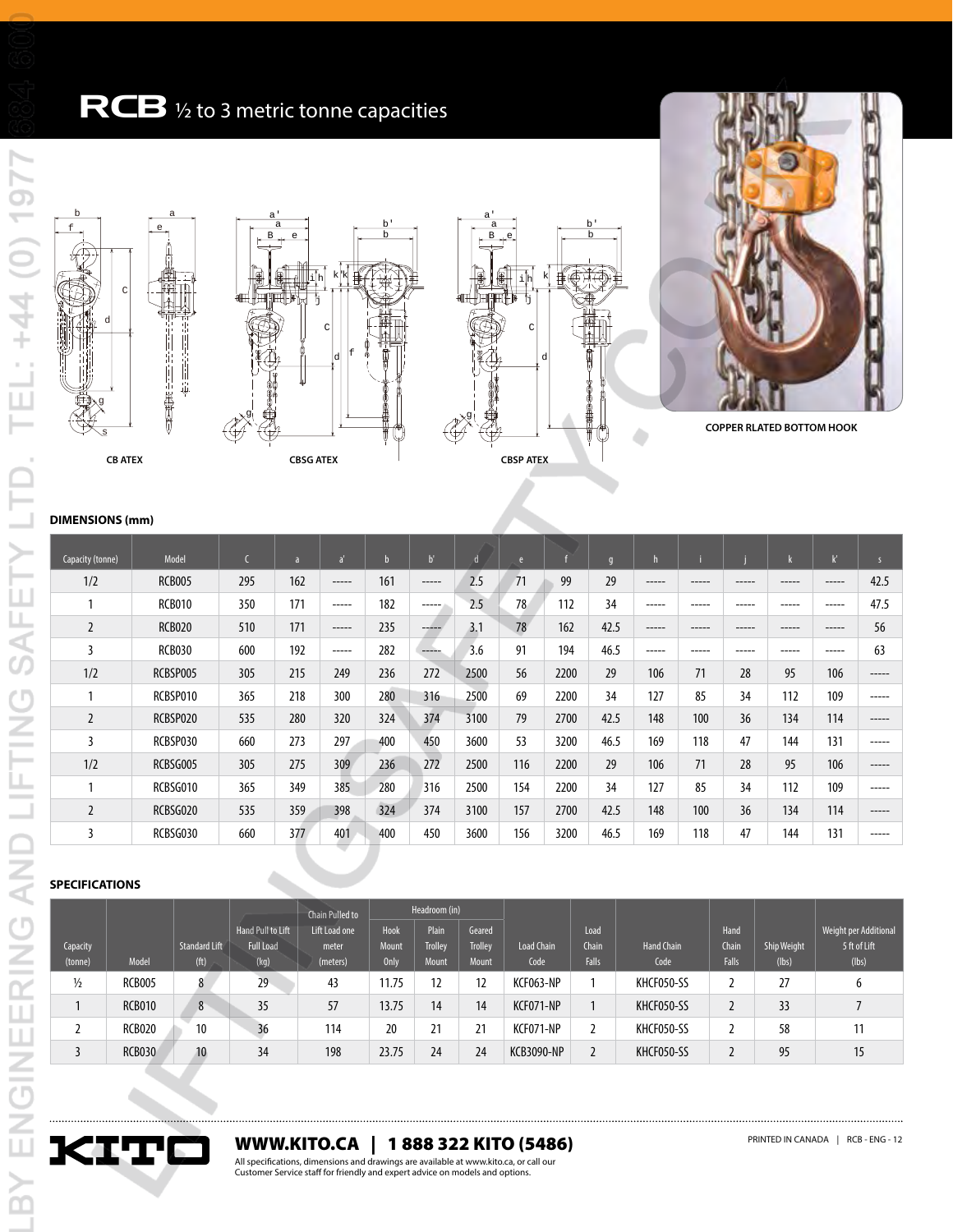# RCB ½ to 3 metric tonne capacities

CB ATEX

CBSG ATEX

CBSP ATEX

COPPER RLATED BOTTOM HOOK

## DIMENSIONS (mm)

| Capacity (tonne) | Model | C | a | a' | b | b' | d | e | f | g | h | i | j | k | k' | s |
|---|---|---|---|---|---|---|---|---|---|---|---|---|---|---|---|---|
| 1/2 | RCB005 | 295 | 162 | ----- | 161 | ----- | 2.5 | 71 | 99 | 29 | ----- | ----- | ----- | ----- | ----- | 42.5 |
| 1 | RCB010 | 350 | 171 | ----- | 182 | ----- | 2.5 | 78 | 112 | 34 | ----- | ----- | ----- | ----- | ----- | 47.5 |
| 2 | RCB020 | 510 | 171 | ----- | 235 | ----- | 3.1 | 78 | 162 | 42.5 | ----- | ----- | ----- | ----- | ----- | 56 |
| 3 | RCB030 | 600 | 192 | ----- | 282 | ----- | 3.6 | 91 | 194 | 46.5 | ----- | ----- | ----- | ----- | ----- | 63 |
| 1/2 | RCBSP005 | 305 | 215 | 249 | 236 | 272 | 2500 | 56 | 2200 | 29 | 106 | 71 | 28 | 95 | 106 | ----- |
| 1 | RCBSP010 | 365 | 218 | 300 | 280 | 316 | 2500 | 69 | 2200 | 34 | 127 | 85 | 34 | 112 | 109 | ----- |
| 2 | RCBSP020 | 535 | 280 | 320 | 324 | 374 | 3100 | 79 | 2700 | 42.5 | 148 | 100 | 36 | 134 | 114 | ----- |
| 3 | RCBSP030 | 660 | 273 | 297 | 400 | 450 | 3600 | 53 | 3200 | 46.5 | 169 | 118 | 47 | 144 | 131 | ----- |
| 1/2 | RCBSG005 | 305 | 275 | 309 | 236 | 272 | 2500 | 116 | 2200 | 29 | 106 | 71 | 28 | 95 | 106 | ----- |
| 1 | RCBSG010 | 365 | 349 | 385 | 280 | 316 | 2500 | 154 | 2200 | 34 | 127 | 85 | 34 | 112 | 109 | ----- |
| 2 | RCBSG020 | 535 | 359 | 398 | 324 | 374 | 3100 | 157 | 2700 | 42.5 | 148 | 100 | 36 | 134 | 114 | ----- |
| 3 | RCBSG030 | 660 | 377 | 401 | 400 | 450 | 3600 | 156 | 3200 | 46.5 | 169 | 118 | 47 | 144 | 131 | ----- |

## SPECIFICATIONS

| Capacity (tonne) | Model | Standard Lift (ft) | Hand Pull to Lift Full Load (kg) | Chain Pulled to Lift Load one meter (meters) | Headroom (in) | | | Load Chain Code | Load Chain Falls | Hand Chain Code | Hand Chain Falls | Ship Weight (lbs) | Weight per Additional 5 ft of Lift (lbs) |
|---|---|---|---|---|---|---|---|---|---|---|---|---|---|
| | | | | | Hook Mount Only | Plain Trolley Mount | Geared Trolley Mount | | | | | | |
| ½ | RCB005 | 8 | 29 | 43 | 11.75 | 12 | 12 | KCF063-NP | 1 | KHCF050-SS | 2 | 27 | 6 |
| 1 | RCB010 | 8 | 35 | 57 | 13.75 | 14 | 14 | KCF071-NP | 1 | KHCF050-SS | 2 | 33 | 7 |
| 2 | RCB020 | 10 | 36 | 114 | 20 | 21 | 21 | KCF071-NP | 2 | KHCF050-SS | 2 | 58 | 11 |
| 3 | RCB030 | 10 | 34 | 198 | 23.75 | 24 | 24 | KCB3090-NP | 2 | KHCF050-SS | 2 | 95 | 15 |

KITO

**WWW.KITO.CA | 1 888 322 KITO (5486)**

All specifications, dimensions and drawings are available at www.kito.ca, or call our Customer Service staff for friendly and expert advice on models and options.

PRINTED IN CANADA | RCB - ENG - 12